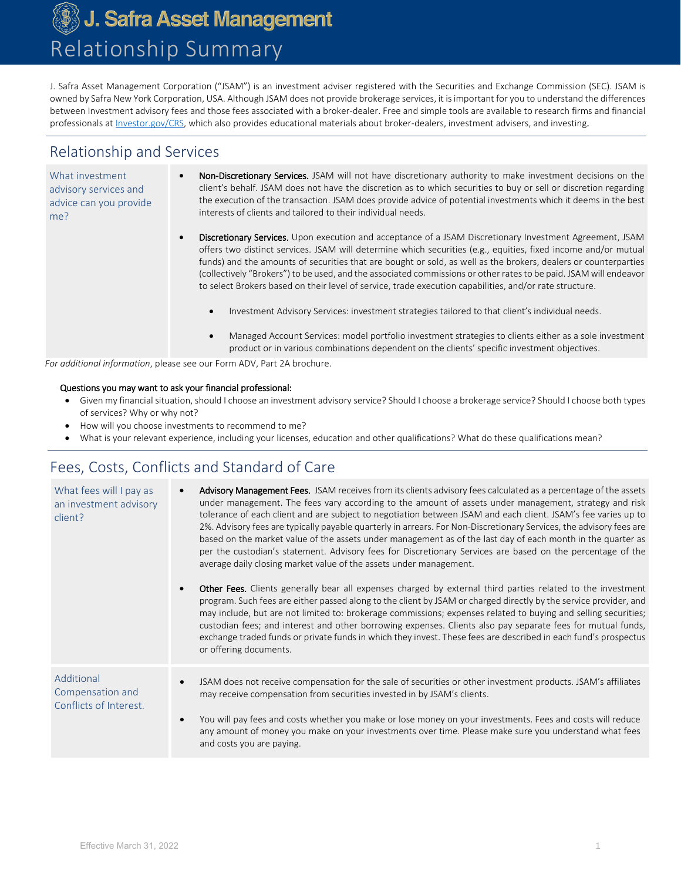# J. Safra Asset Management

# Relationship Summary

J. Safra Asset Management Corporation ("JSAM") is an investment adviser registered with the Securities and Exchange Commission (SEC). JSAM is owned by Safra New York Corporation, USA. Although JSAM does not provide brokerage services, it is important for you to understand the differences between Investment advisory fees and those fees associated with a broker-dealer. Free and simple tools are available to research firms and financial professionals at Investor.gov/CRS, which also provides educational materials about broker-dealers, investment advisers, and investing.

## Relationship and Services

### What investment advisory services and advice can you provide me?

- **Non-Discretionary Services.** JSAM will not have discretionary authority to make investment decisions on the client's behalf. JSAM does not have the discretion as to which securities to buy or sell or discretion regarding the execution of the transaction. JSAM does provide advice of potential investments which it deems in the best interests of clients and tailored to their individual needs.
- **Discretionary Services.** Upon execution and acceptance of a JSAM Discretionary Investment Agreement, JSAM offers two distinct services. JSAM will determine which securities (e.g., equities, fixed income and/or mutual funds) and the amounts of securities that are bought or sold, as well as the brokers, dealers or counterparties (collectively "Brokers") to be used, and the associated commissions or other rates to be paid. JSAM will endeavor to select Brokers based on their level of service, trade execution capabilities, and/or rate structure.
  - Investment Advisory Services: investment strategies tailored to that client's individual needs.
  - Managed Account Services: model portfolio investment strategies to clients either as a sole investment product or in various combinations dependent on the clients' specific investment objectives.

*For additional information*, please see our Form ADV, Part 2A brochure.

**Questions you may want to ask your financial professional:**

- Given my financial situation, should I choose an investment advisory service? Should I choose a brokerage service? Should I choose both types of services? Why or why not?
- How will you choose investments to recommend to me?
- What is your relevant experience, including your licenses, education and other qualifications? What do these qualifications mean?

## Fees, Costs, Conflicts and Standard of Care

### What fees will I pay as an investment advisory client?

- **Advisory Management Fees.** JSAM receives from its clients advisory fees calculated as a percentage of the assets under management. The fees vary according to the amount of assets under management, strategy and risk tolerance of each client and are subject to negotiation between JSAM and each client. JSAM's fee varies up to 2%. Advisory fees are typically payable quarterly in arrears. For Non-Discretionary Services, the advisory fees are based on the market value of the assets under management as of the last day of each month in the quarter as per the custodian's statement. Advisory fees for Discretionary Services are based on the percentage of the average daily closing market value of the assets under management.
- **Other Fees.** Clients generally bear all expenses charged by external third parties related to the investment program. Such fees are either passed along to the client by JSAM or charged directly by the service provider, and may include, but are not limited to: brokerage commissions; expenses related to buying and selling securities; custodian fees; and interest and other borrowing expenses. Clients also pay separate fees for mutual funds, exchange traded funds or private funds in which they invest. These fees are described in each fund's prospectus or offering documents.

### Additional Compensation and Conflicts of Interest.

- JSAM does not receive compensation for the sale of securities or other investment products. JSAM's affiliates may receive compensation from securities invested in by JSAM's clients.
- You will pay fees and costs whether you make or lose money on your investments. Fees and costs will reduce any amount of money you make on your investments over time. Please make sure you understand what fees and costs you are paying.

Effective March 31, 2022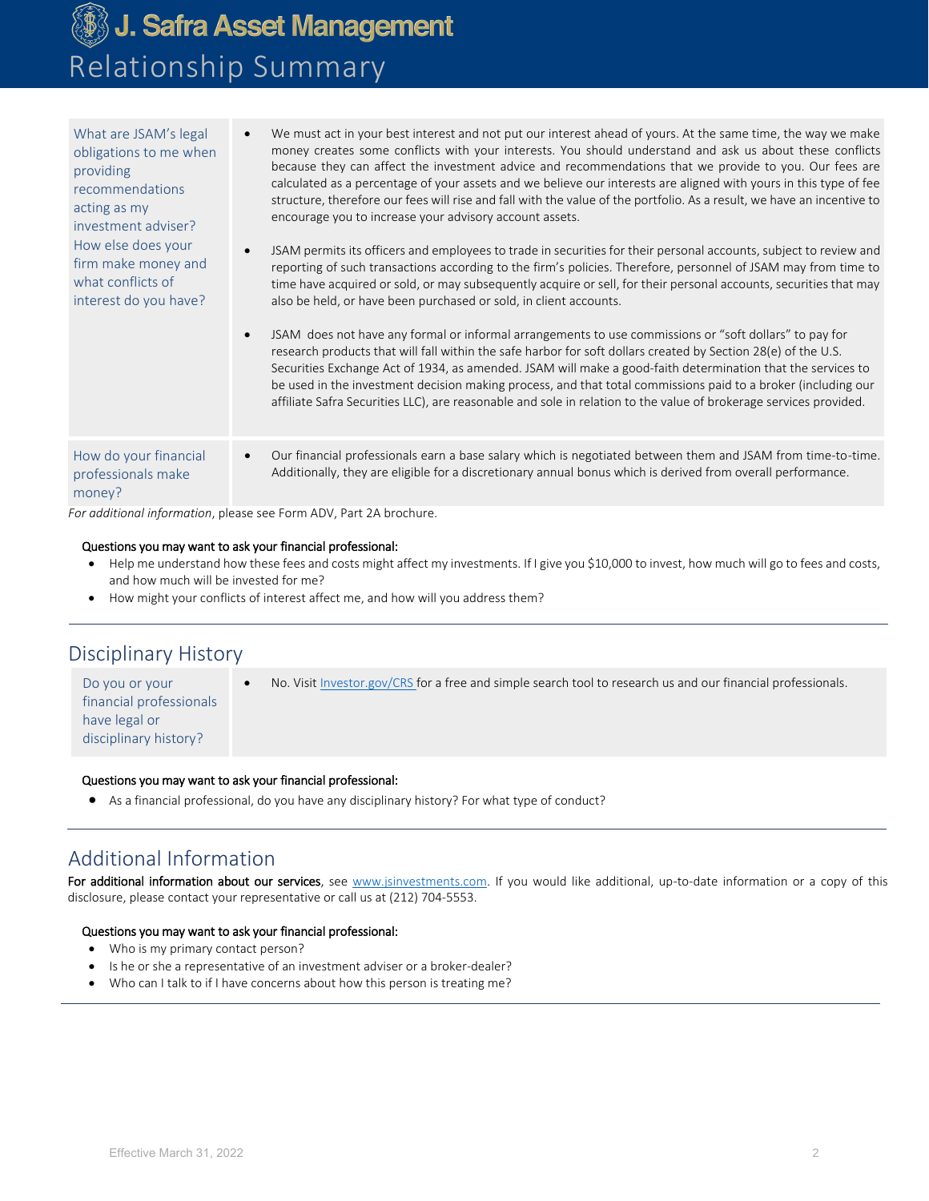| | |
|---|---|
| What are JSAM's legal obligations to me when providing recommendations acting as my investment adviser? How else does your firm make money and what conflicts of interest do you have? | • We must act in your best interest and not put our interest ahead of yours. At the same time, the way we make money creates some conflicts with your interests. You should understand and ask us about these conflicts because they can affect the investment advice and recommendations that we provide to you. Our fees are calculated as a percentage of your assets and we believe our interests are aligned with yours in this type of fee structure, therefore our fees will rise and fall with the value of the portfolio. As a result, we have an incentive to encourage you to increase your advisory account assets.<br><br>• JSAM permits its officers and employees to trade in securities for their personal accounts, subject to review and reporting of such transactions according to the firm's policies. Therefore, personnel of JSAM may from time to time have acquired or sold, or may subsequently acquire or sell, for their personal accounts, securities that may also be held, or have been purchased or sold, in client accounts.<br><br>• JSAM does not have any formal or informal arrangements to use commissions or "soft dollars" to pay for research products that will fall within the safe harbor for soft dollars created by Section 28(e) of the U.S. Securities Exchange Act of 1934, as amended. JSAM will make a good-faith determination that the services to be used in the investment decision making process, and that total commissions paid to a broker (including our affiliate Safra Securities LLC), are reasonable and sole in relation to the value of brokerage services provided. |
| How do your financial professionals make money? | • Our financial professionals earn a base salary which is negotiated between them and JSAM from time-to-time. Additionally, they are eligible for a discretionary annual bonus which is derived from overall performance. |

*For additional information*, please see Form ADV, Part 2A brochure.

**Questions you may want to ask your financial professional:**

- Help me understand how these fees and costs might affect my investments. If I give you $10,000 to invest, how much will go to fees and costs, and how much will be invested for me?
- How might your conflicts of interest affect me, and how will you address them?

## Disciplinary History

| | |
|---|---|
| Do you or your financial professionals have legal or disciplinary history? | • No. Visit Investor.gov/CRS for a free and simple search tool to research us and our financial professionals. |

**Questions you may want to ask your financial professional:**

- As a financial professional, do you have any disciplinary history? For what type of conduct?

## Additional Information

**For additional information about our services**, see www.jsinvestments.com. If you would like additional, up-to-date information or a copy of this disclosure, please contact your representative or call us at (212) 704-5553.

**Questions you may want to ask your financial professional:**

- Who is my primary contact person?
- Is he or she a representative of an investment adviser or a broker-dealer?
- Who can I talk to if I have concerns about how this person is treating me?

Effective March 31, 2022